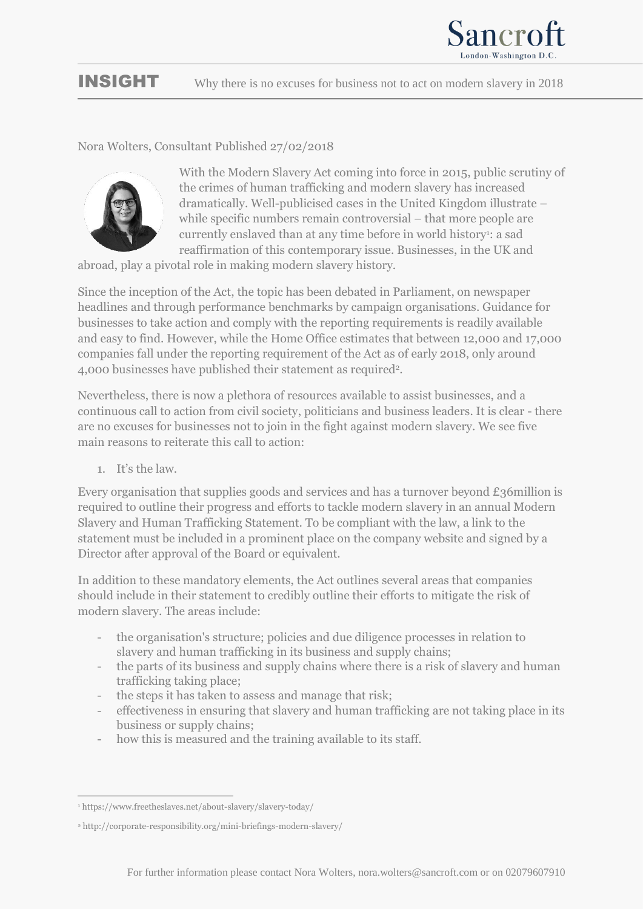# INSIGHT

Why there is no excuses for business not to act on modern slavery in 2018

Nora Wolters, Consultant Published 27/02/2018

With the Modern Slavery Act coming into force in 2015, public scrutiny of the crimes of human trafficking and modern slavery has increased dramatically. Well-publicised cases in the United Kingdom illustrate – while specific numbers remain controversial – that more people are currently enslaved than at any time before in world history[1]: a sad reaffirmation of this contemporary issue. Businesses, in the UK and abroad, play a pivotal role in making modern slavery history.

Since the inception of the Act, the topic has been debated in Parliament, on newspaper headlines and through performance benchmarks by campaign organisations. Guidance for businesses to take action and comply with the reporting requirements is readily available and easy to find. However, while the Home Office estimates that between 12,000 and 17,000 companies fall under the reporting requirement of the Act as of early 2018, only around 4,000 businesses have published their statement as required[2].

Nevertheless, there is now a plethora of resources available to assist businesses, and a continuous call to action from civil society, politicians and business leaders. It is clear - there are no excuses for businesses not to join in the fight against modern slavery. We see five main reasons to reiterate this call to action:

1. It's the law.

Every organisation that supplies goods and services and has a turnover beyond £36million is required to outline their progress and efforts to tackle modern slavery in an annual Modern Slavery and Human Trafficking Statement. To be compliant with the law, a link to the statement must be included in a prominent place on the company website and signed by a Director after approval of the Board or equivalent.

In addition to these mandatory elements, the Act outlines several areas that companies should include in their statement to credibly outline their efforts to mitigate the risk of modern slavery. The areas include:

- the organisation's structure; policies and due diligence processes in relation to slavery and human trafficking in its business and supply chains;
- the parts of its business and supply chains where there is a risk of slavery and human trafficking taking place;
- the steps it has taken to assess and manage that risk;
- effectiveness in ensuring that slavery and human trafficking are not taking place in its business or supply chains;
- how this is measured and the training available to its staff.

[1] https://www.freetheslaves.net/about-slavery/slavery-today/

[2] http://corporate-responsibility.org/mini-briefings-modern-slavery/

For further information please contact Nora Wolters, nora.wolters@sancroft.com or on 02079607910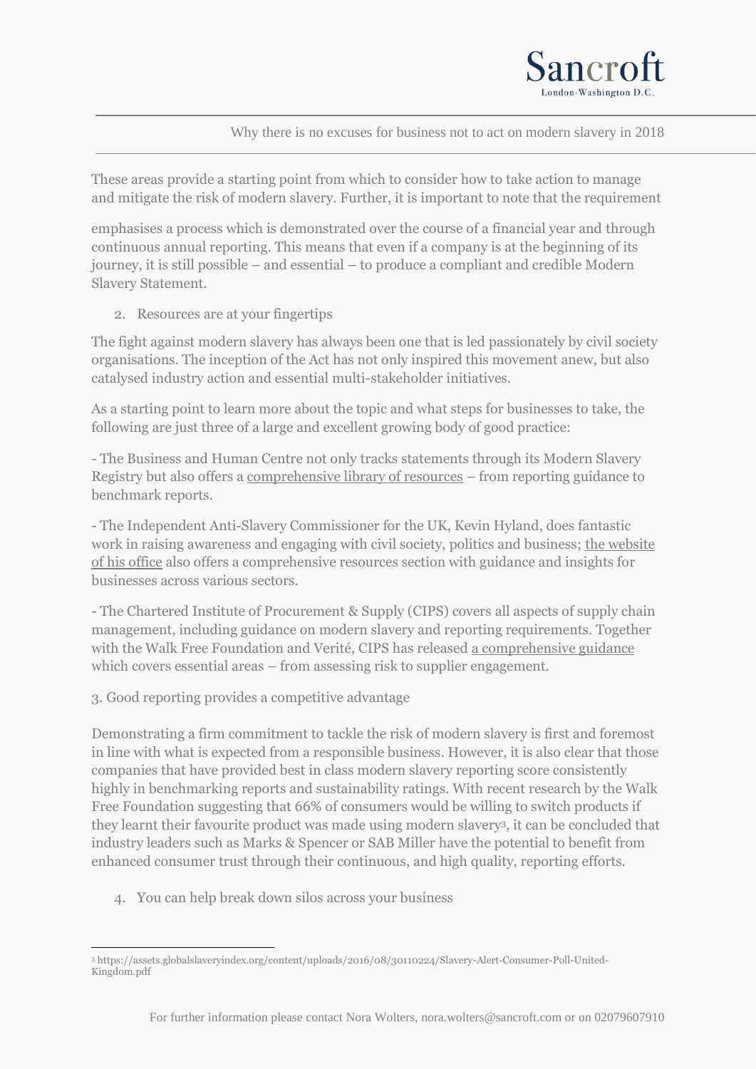These areas provide a starting point from which to consider how to take action to manage and mitigate the risk of modern slavery. Further, it is important to note that the requirement

emphasises a process which is demonstrated over the course of a financial year and through continuous annual reporting. This means that even if a company is at the beginning of its journey, it is still possible – and essential – to produce a compliant and credible Modern Slavery Statement.

2. Resources are at your fingertips

The fight against modern slavery has always been one that is led passionately by civil society organisations. The inception of the Act has not only inspired this movement anew, but also catalysed industry action and essential multi-stakeholder initiatives.

As a starting point to learn more about the topic and what steps for businesses to take, the following are just three of a large and excellent growing body of good practice:

- The Business and Human Centre not only tracks statements through its Modern Slavery Registry but also offers a comprehensive library of resources – from reporting guidance to benchmark reports.

- The Independent Anti-Slavery Commissioner for the UK, Kevin Hyland, does fantastic work in raising awareness and engaging with civil society, politics and business; the website of his office also offers a comprehensive resources section with guidance and insights for businesses across various sectors.

- The Chartered Institute of Procurement & Supply (CIPS) covers all aspects of supply chain management, including guidance on modern slavery and reporting requirements. Together with the Walk Free Foundation and Verité, CIPS has released a comprehensive guidance which covers essential areas – from assessing risk to supplier engagement.

3. Good reporting provides a competitive advantage

Demonstrating a firm commitment to tackle the risk of modern slavery is first and foremost in line with what is expected from a responsible business. However, it is also clear that those companies that have provided best in class modern slavery reporting score consistently highly in benchmarking reports and sustainability ratings. With recent research by the Walk Free Foundation suggesting that 66% of consumers would be willing to switch products if they learnt their favourite product was made using modern slavery[3], it can be concluded that industry leaders such as Marks & Spencer or SAB Miller have the potential to benefit from enhanced consumer trust through their continuous, and high quality, reporting efforts.

4. You can help break down silos across your business

[3] https://assets.globalslaveryindex.org/content/uploads/2016/08/30110224/Slavery-Alert-Consumer-Poll-United-Kingdom.pdf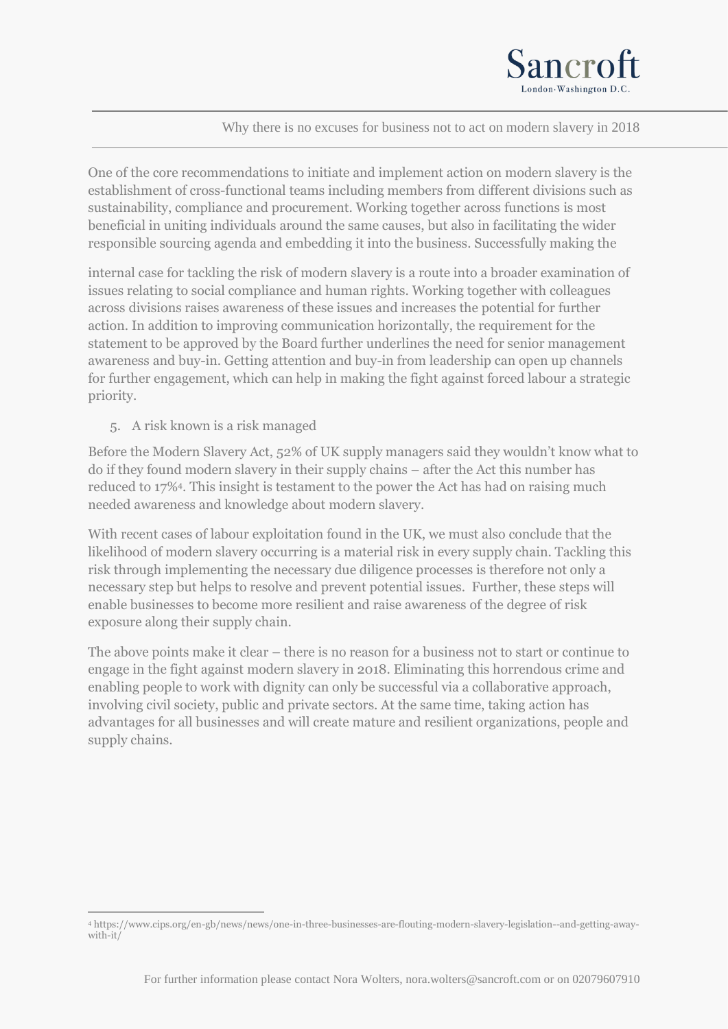One of the core recommendations to initiate and implement action on modern slavery is the establishment of cross-functional teams including members from different divisions such as sustainability, compliance and procurement. Working together across functions is most beneficial in uniting individuals around the same causes, but also in facilitating the wider responsible sourcing agenda and embedding it into the business. Successfully making the internal case for tackling the risk of modern slavery is a route into a broader examination of issues relating to social compliance and human rights. Working together with colleagues across divisions raises awareness of these issues and increases the potential for further action. In addition to improving communication horizontally, the requirement for the statement to be approved by the Board further underlines the need for senior management awareness and buy-in. Getting attention and buy-in from leadership can open up channels for further engagement, which can help in making the fight against forced labour a strategic priority.

5. A risk known is a risk managed

Before the Modern Slavery Act, 52% of UK supply managers said they wouldn't know what to do if they found modern slavery in their supply chains – after the Act this number has reduced to 17%[4]. This insight is testament to the power the Act has had on raising much needed awareness and knowledge about modern slavery.

With recent cases of labour exploitation found in the UK, we must also conclude that the likelihood of modern slavery occurring is a material risk in every supply chain. Tackling this risk through implementing the necessary due diligence processes is therefore not only a necessary step but helps to resolve and prevent potential issues. Further, these steps will enable businesses to become more resilient and raise awareness of the degree of risk exposure along their supply chain.

The above points make it clear – there is no reason for a business not to start or continue to engage in the fight against modern slavery in 2018. Eliminating this horrendous crime and enabling people to work with dignity can only be successful via a collaborative approach, involving civil society, public and private sectors. At the same time, taking action has advantages for all businesses and will create mature and resilient organizations, people and supply chains.

---

[4] https://www.cips.org/en-gb/news/news/one-in-three-businesses-are-flouting-modern-slavery-legislation--and-getting-away-with-it/

For further information please contact Nora Wolters, nora.wolters@sancroft.com or on 02079607910